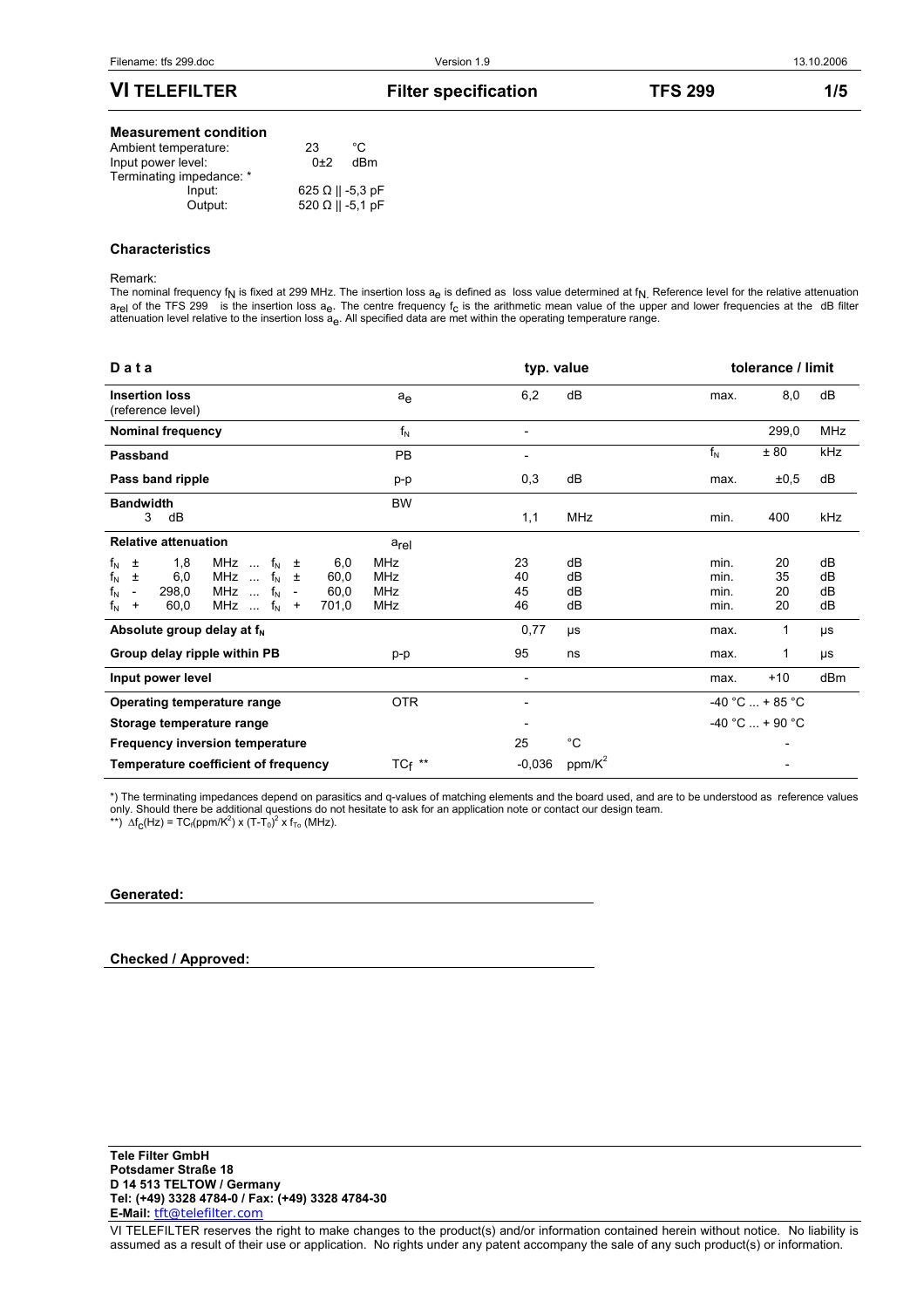# VI TELEFILTER — Filter specification — TFS 299

### Measurement condition

| | | |
|---|---|---|
| Ambient temperature: | 23 | °C |
| Input power level: | 0±2 | dBm |
| Terminating impedance: * | | |
| Input: | 625 Ω \|\| -5,3 pF | |
| Output: | 520 Ω \|\| -5,1 pF | |

### Characteristics

Remark:
The nominal frequency $f_N$ is fixed at 299 MHz. The insertion loss $a_e$ is defined as loss value determined at $f_N$. Reference level for the relative attenuation $a_{rel}$ of the TFS 299 is the insertion loss $a_e$. The centre frequency $f_c$ is the arithmetic mean value of the upper and lower frequencies at the dB filter attenuation level relative to the insertion loss $a_e$. All specified data are met within the operating temperature range.

| Data | | typ. value | | tolerance / limit | | |
|---|---|---|---|---|---|---|
| **Insertion loss** (reference level) | $a_e$ | 6,2 | dB | max. | 8,0 | dB |
| **Nominal frequency** | $f_N$ | - | | | 299,0 | MHz |
| **Passband** | PB | - | | $f_N$ | ± 80 | kHz |
| **Pass band ripple** | p-p | 0,3 | dB | max. | ±0,5 | dB |
| **Bandwidth** 3 dB | BW | 1,1 | MHz | min. | 400 | kHz |
| **Relative attenuation** | $a_{rel}$ | | | | | |
| $f_N$ ± 1,8 MHz ... $f_N$ ± 6,0 MHz | | 23 | dB | min. | 20 | dB |
| $f_N$ ± 6,0 MHz ... $f_N$ ± 60,0 MHz | | 40 | dB | min. | 35 | dB |
| $f_N$ - 298,0 MHz ... $f_N$ - 60,0 MHz | | 45 | dB | min. | 20 | dB |
| $f_N$ + 60,0 MHz ... $f_N$ + 701,0 MHz | | 46 | dB | min. | 20 | dB |
| **Absolute group delay at $f_N$** | | 0,77 | µs | max. | 1 | µs |
| **Group delay ripple within PB** | p-p | 95 | ns | max. | 1 | µs |
| **Input power level** | | - | | max. | +10 | dBm |
| **Operating temperature range** | OTR | - | | -40 °C ... + 85 °C | | |
| **Storage temperature range** | | - | | -40 °C ... + 90 °C | | |
| **Frequency inversion temperature** | | 25 | °C | | - | |
| **Temperature coefficient of frequency** | $TC_f$ ** | -0,036 | ppm/K² | | - | |

*) The terminating impedances depend on parasitics and q-values of matching elements and the board used, and are to be understood as reference values only. Should there be additional questions do not hesitate to ask for an application note or contact our design team.
**) $\Delta f_C(\text{Hz}) = TC_f(\text{ppm/K}^2) \times (T-T_0)^2 \times f_{T_0}$ (MHz).

**Generated:**

**Checked / Approved:**

**Tele Filter GmbH**
**Potsdamer Straße 18**
**D 14 513 TELTOW / Germany**
**Tel: (+49) 3328 4784-0 / Fax: (+49) 3328 4784-30**
**E-Mail:** tft@telefilter.com

VI TELEFILTER reserves the right to make changes to the product(s) and/or information contained herein without notice. No liability is assumed as a result of their use or application. No rights under any patent accompany the sale of any such product(s) or information.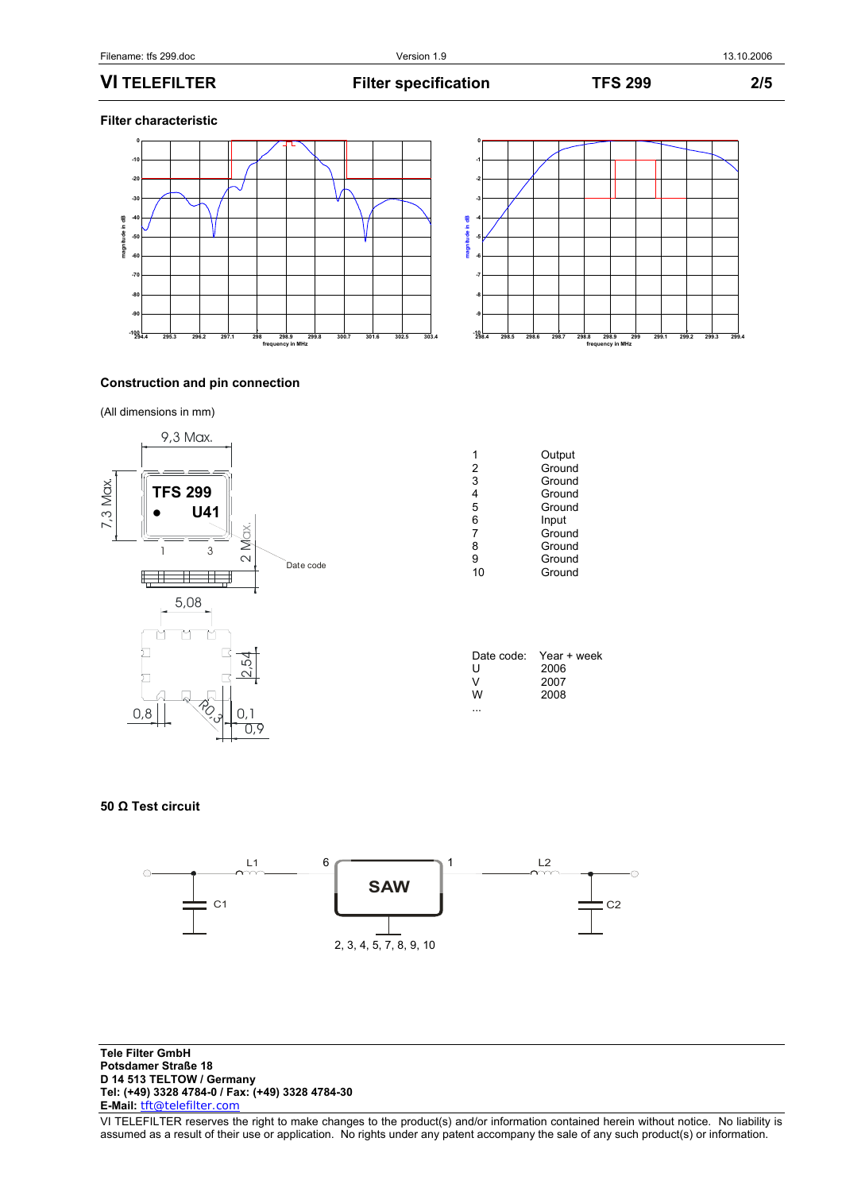### Filter characteristic

### Construction and pin connection

(All dimensions in mm)

| Pin | Function |
|---|---|
| 1 | Output |
| 2 | Ground |
| 3 | Ground |
| 4 | Ground |
| 5 | Ground |
| 6 | Input |
| 7 | Ground |
| 8 | Ground |
| 9 | Ground |
| 10 | Ground |

| Date code: | Year + week |
|---|---|
| U | 2006 |
| V | 2007 |
| W | 2008 |
| ... | |

### 50 Ω Test circuit

**Tele Filter GmbH**
**Potsdamer Straße 18**
**D 14 513 TELTOW / Germany**
**Tel: (+49) 3328 4784-0 / Fax: (+49) 3328 4784-30**
**E-Mail:** tft@telefilter.com

VI TELEFILTER reserves the right to make changes to the product(s) and/or information contained herein without notice. No liability is assumed as a result of their use or application. No rights under any patent accompany the sale of any such product(s) or information.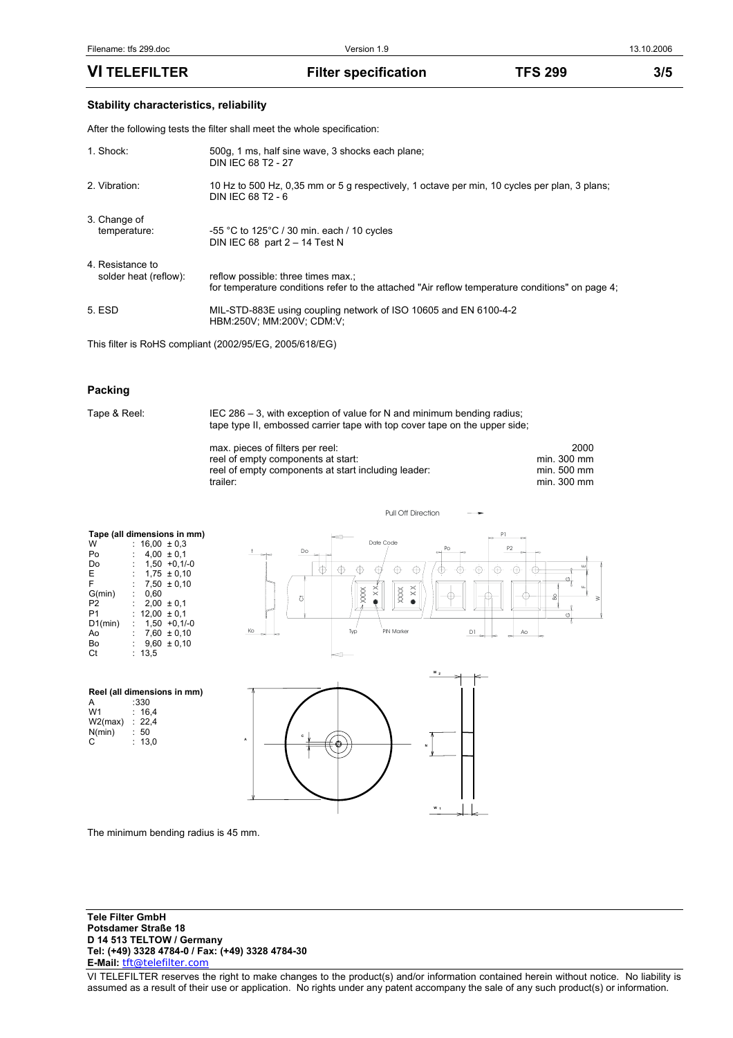## Stability characteristics, reliability

After the following tests the filter shall meet the whole specification:

| | |
|---|---|
| 1. Shock: | 500g, 1 ms, half sine wave, 3 shocks each plane; DIN IEC 68 T2 - 27 |
| 2. Vibration: | 10 Hz to 500 Hz, 0,35 mm or 5 g respectively, 1 octave per min, 10 cycles per plan, 3 plans; DIN IEC 68 T2 - 6 |
| 3. Change of temperature: | -55 °C to 125°C / 30 min. each / 10 cycles DIN IEC 68 part 2 – 14 Test N |
| 4. Resistance to solder heat (reflow): | reflow possible: three times max.; for temperature conditions refer to the attached "Air reflow temperature conditions" on page 4; |
| 5. ESD | MIL-STD-883E using coupling network of ISO 10605 and EN 6100-4-2 HBM:250V; MM:200V; CDM:V; |

This filter is RoHS compliant (2002/95/EG, 2005/618/EG)

## Packing

Tape & Reel: IEC 286 – 3, with exception of value for N and minimum bending radius; tape type II, embossed carrier tape with top cover tape on the upper side;

| | |
|---|---|
| max. pieces of filters per reel: | 2000 |
| reel of empty components at start: | min. 300 mm |
| reel of empty components at start including leader: | min. 500 mm |
| trailer: | min. 300 mm |

**Tape (all dimensions in mm)**

| | |
|---|---|
| W | : 16,00 ± 0,3 |
| Po | : 4,00 ± 0,1 |
| Do | : 1,50 +0,1/-0 |
| E | : 1,75 ± 0,10 |
| F | : 7,50 ± 0,10 |
| G(min) | : 0,60 |
| P2 | : 2,00 ± 0,1 |
| P1 | : 12,00 ± 0,1 |
| D1(min) | : 1,50 +0,1/-0 |
| Ao | : 7,60 ± 0,10 |
| Bo | : 9,60 ± 0,10 |
| Ct | : 13,5 |

**Reel (all dimensions in mm)**

| | |
|---|---|
| A | :330 |
| W1 | : 16,4 |
| W2(max) | : 22,4 |
| N(min) | : 50 |
| C | : 13,0 |

The minimum bending radius is 45 mm.

**Tele Filter GmbH**
**Potsdamer Straße 18**
**D 14 513 TELTOW / Germany**
**Tel: (+49) 3328 4784-0 / Fax: (+49) 3328 4784-30**
**E-Mail:** tft@telefilter.com

VI TELEFILTER reserves the right to make changes to the product(s) and/or information contained herein without notice. No liability is assumed as a result of their use or application. No rights under any patent accompany the sale of any such product(s) or information.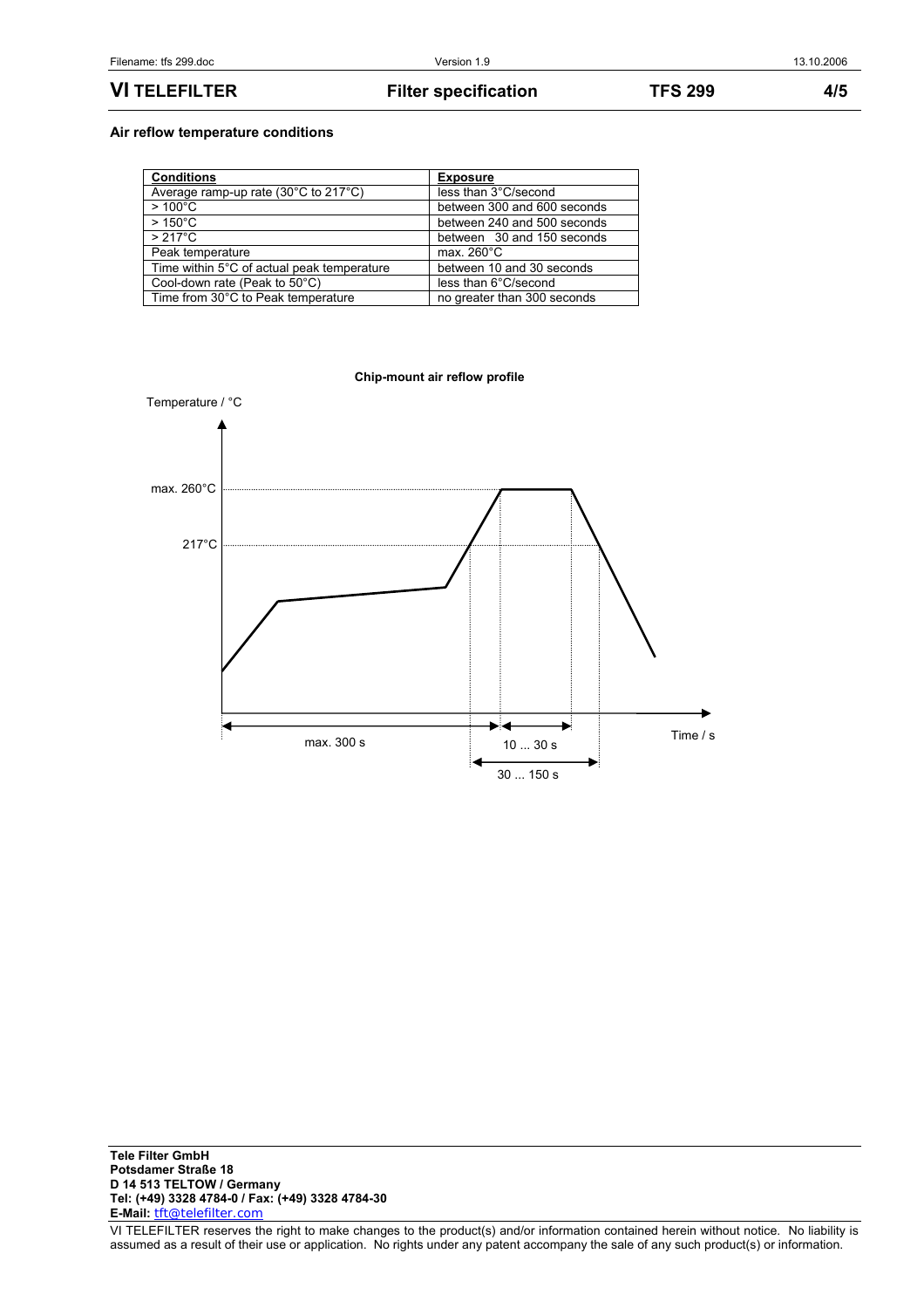**Air reflow temperature conditions**

| Conditions | Exposure |
| --- | --- |
| Average ramp-up rate (30°C to 217°C) | less than 3°C/second |
| > 100°C | between 300 and 600 seconds |
| > 150°C | between 240 and 500 seconds |
| > 217°C | between 30 and 150 seconds |
| Peak temperature | max. 260°C |
| Time within 5°C of actual peak temperature | between 10 and 30 seconds |
| Cool-down rate (Peak to 50°C) | less than 6°C/second |
| Time from 30°C to Peak temperature | no greater than 300 seconds |

**Chip-mount air reflow profile**

Temperature / °C

max. 260°C

217°C

max. 300 s

10 ... 30 s

30 ... 150 s

Time / s

**Tele Filter GmbH**
**Potsdamer Straße 18**
**D 14 513 TELTOW / Germany**
**Tel: (+49) 3328 4784-0 / Fax: (+49) 3328 4784-30**
**E-Mail:** tft@telefilter.com

VI TELEFILTER reserves the right to make changes to the product(s) and/or information contained herein without notice. No liability is assumed as a result of their use or application. No rights under any patent accompany the sale of any such product(s) or information.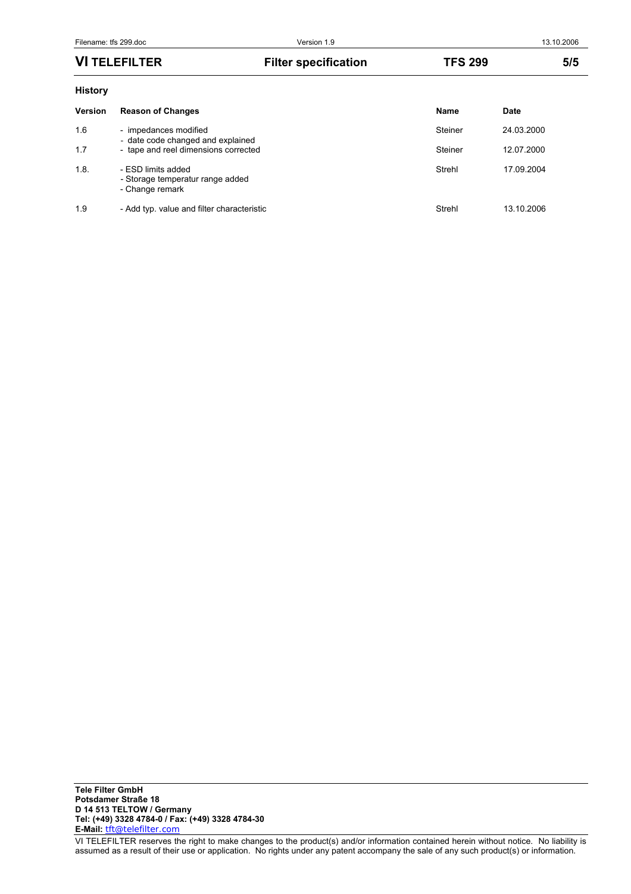**History**

| Version | Reason of Changes | Name | Date |
|---|---|---|---|
| 1.6 | - impedances modified<br>- date code changed and explained | Steiner | 24.03.2000 |
| 1.7 | - tape and reel dimensions corrected | Steiner | 12.07.2000 |
| 1.8. | - ESD limits added<br>- Storage temperatur range added<br>- Change remark | Strehl | 17.09.2004 |
| 1.9 | - Add typ. value and filter characteristic | Strehl | 13.10.2006 |

**Tele Filter GmbH**
**Potsdamer Straße 18**
**D 14 513 TELTOW / Germany**
**Tel: (+49) 3328 4784-0 / Fax: (+49) 3328 4784-30**
**E-Mail:** tft@telefilter.com

VI TELEFILTER reserves the right to make changes to the product(s) and/or information contained herein without notice. No liability is assumed as a result of their use or application. No rights under any patent accompany the sale of any such product(s) or information.